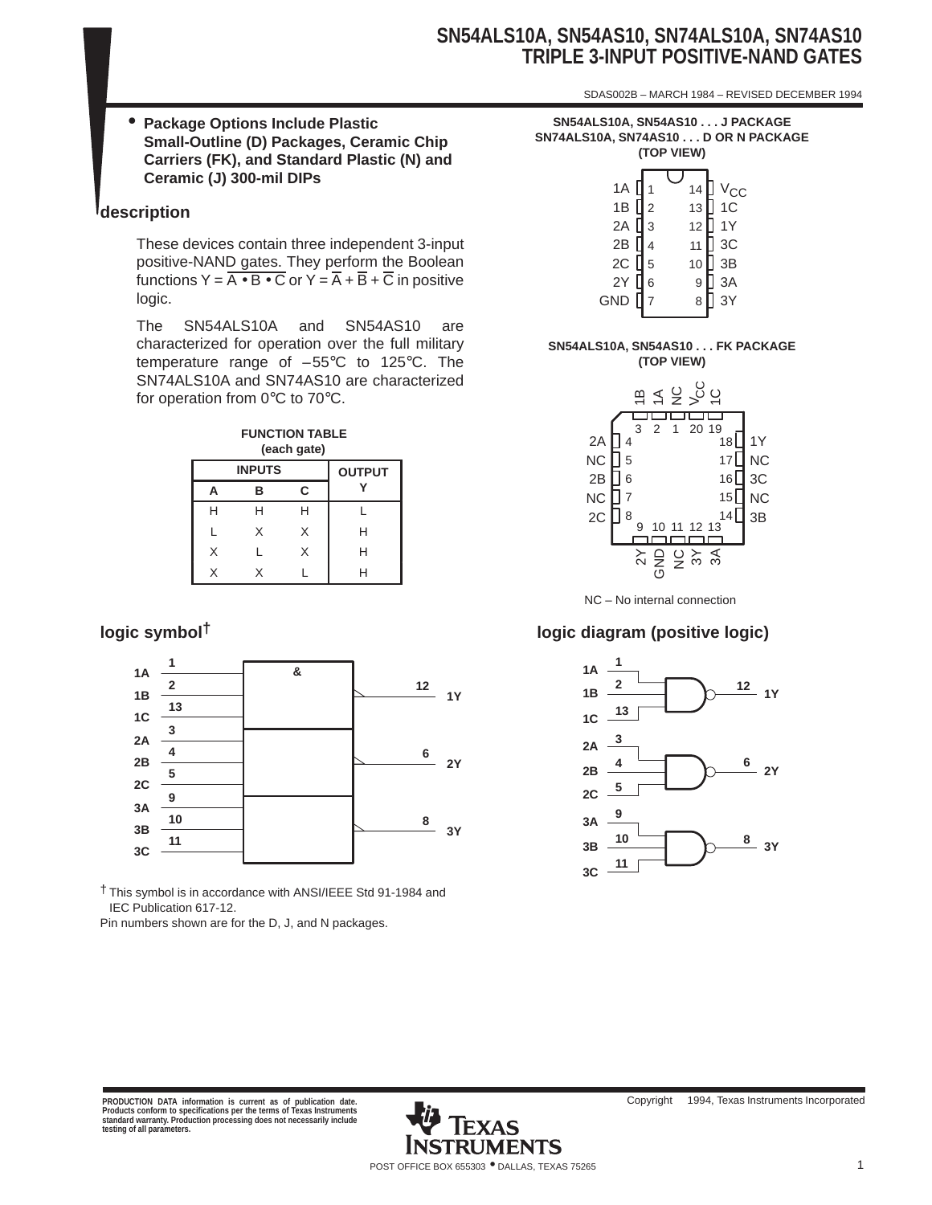# SN54ALS10A, SN54AS10, SN74ALS10A, SN74AS10
# TRIPLE 3-INPUT POSITIVE-NAND GATES

SDAS002B – MARCH 1984 – REVISED DECEMBER 1994

- **Package Options Include Plastic Small-Outline (D) Packages, Ceramic Chip Carriers (FK), and Standard Plastic (N) and Ceramic (J) 300-mil DIPs**

## description

These devices contain three independent 3-input positive-NAND gates. They perform the Boolean functions $Y = \overline{A \bullet B \bullet C}$ or $Y = \overline{A} + \overline{B} + \overline{C}$ in positive logic.

The SN54ALS10A and SN54AS10 are characterized for operation over the full military temperature range of –55°C to 125°C. The SN74ALS10A and SN74AS10 are characterized for operation from 0°C to 70°C.

**SN54ALS10A, SN54AS10 . . . J PACKAGE**
**SN74ALS10A, SN74AS10 . . . D OR N PACKAGE**
**(TOP VIEW)**

| Pin | Name | Pin | Name |
|---|---|---|---|
| 1 | 1A | 14 | $V_{CC}$ |
| 2 | 1B | 13 | 1C |
| 3 | 2A | 12 | 1Y |
| 4 | 2B | 11 | 3C |
| 5 | 2C | 10 | 3B |
| 6 | 2Y | 9 | 3A |
| 7 | GND | 8 | 3Y |

**SN54ALS10A, SN54AS10 . . . FK PACKAGE**
**(TOP VIEW)**

| Pin | Name |
|---|---|
| 1 | NC |
| 2 | 1A |
| 3 | 1B |
| 4 | 2A |
| 5 | NC |
| 6 | 2B |
| 7 | NC |
| 8 | 2C |
| 9 | 2Y |
| 10 | GND |
| 11 | NC |
| 12 | 3Y |
| 13 | 3A |
| 14 | 3B |
| 15 | NC |
| 16 | 3C |
| 17 | NC |
| 18 | 1Y |
| 19 | 1C |
| 20 | $V_{CC}$ |

NC – No internal connection

**FUNCTION TABLE**
**(each gate)**

| INPUTS | | | OUTPUT |
|---|---|---|---|
| A | B | C | Y |
| H | H | H | L |
| L | X | X | H |
| X | L | X | H |
| X | X | L | H |

## logic symbol†

| Inputs (pins) | Output (pin) |
|---|---|
| 1A (1), 1B (2), 1C (13) | 1Y (12) |
| 2A (3), 2B (4), 2C (5) | 2Y (6) |
| 3A (9), 3B (10), 3C (11) | 3Y (8) |

† This symbol is in accordance with ANSI/IEEE Std 91-1984 and IEC Publication 617-12.

Pin numbers shown are for the D, J, and N packages.

## logic diagram (positive logic)

| Inputs (pins) | Output (pin) |
|---|---|
| 1A (1), 1B (2), 1C (13) | 1Y (12) |
| 2A (3), 2B (4), 2C (5) | 2Y (6) |
| 3A (9), 3B (10), 3C (11) | 3Y (8) |

PRODUCTION DATA information is current as of publication date. Products conform to specifications per the terms of Texas Instruments standard warranty. Production processing does not necessarily include testing of all parameters.

Copyright © 1994, Texas Instruments Incorporated

TEXAS INSTRUMENTS

POST OFFICE BOX 655303 • DALLAS, TEXAS 75265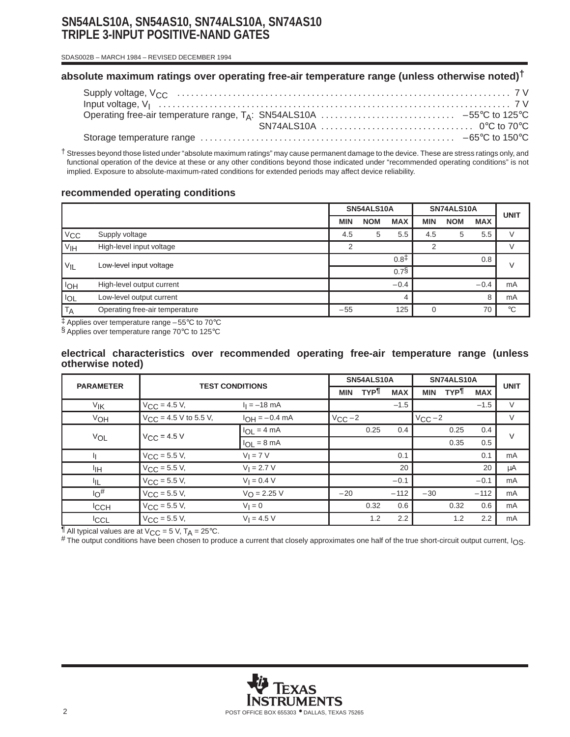## absolute maximum ratings over operating free-air temperature range (unless otherwise noted)†

Supply voltage, $V_{CC}$ ........................................................................ 7 V
Input voltage, $V_I$ ........................................................................ 7 V
Operating free-air temperature range, $T_A$: SN54ALS10A ............................ –55°C to 125°C
SN74ALS10A ................................ 0°C to 70°C
Storage temperature range ...................................................... –65°C to 150°C

† Stresses beyond those listed under "absolute maximum ratings" may cause permanent damage to the device. These are stress ratings only, and functional operation of the device at these or any other conditions beyond those indicated under "recommended operating conditions" is not implied. Exposure to absolute-maximum-rated conditions for extended periods may affect device reliability.

## recommended operating conditions

| | | SN54ALS10A | | | SN74ALS10A | | | UNIT |
|---|---|---|---|---|---|---|---|---|
| | | MIN | NOM | MAX | MIN | NOM | MAX | |
| $V_{CC}$ | Supply voltage | 4.5 | 5 | 5.5 | 4.5 | 5 | 5.5 | V |
| $V_{IH}$ | High-level input voltage | 2 | | | 2 | | | V |
| $V_{IL}$ | Low-level input voltage | | | 0.8‡ | | | 0.8 | V |
| | | | | 0.7§ | | | | |
| $I_{OH}$ | High-level output current | | | –0.4 | | | –0.4 | mA |
| $I_{OL}$ | Low-level output current | | | 4 | | | 8 | mA |
| $T_A$ | Operating free-air temperature | –55 | | 125 | 0 | | 70 | °C |

‡ Applies over temperature range –55°C to 70°C
§ Applies over temperature range 70°C to 125°C

## electrical characteristics over recommended operating free-air temperature range (unless otherwise noted)

| PARAMETER | TEST CONDITIONS | | SN54ALS10A | | | SN74ALS10A | | | UNIT |
|---|---|---|---|---|---|---|---|---|---|
| | | | MIN | TYP¶ | MAX | MIN | TYP¶ | MAX | |
| $V_{IK}$ | $V_{CC}$ = 4.5 V, | $I_I$ = –18 mA | | | –1.5 | | | –1.5 | V |
| $V_{OH}$ | $V_{CC}$ = 4.5 V to 5.5 V, | $I_{OH}$ = –0.4 mA | $V_{CC}$ – 2 | | | $V_{CC}$ – 2 | | | V |
| $V_{OL}$ | $V_{CC}$ = 4.5 V | $I_{OL}$ = 4 mA | | 0.25 | 0.4 | | 0.25 | 0.4 | V |
| | | $I_{OL}$ = 8 mA | | | | | 0.35 | 0.5 | |
| $I_I$ | $V_{CC}$ = 5.5 V, | $V_I$ = 7 V | | | 0.1 | | | 0.1 | mA |
| $I_{IH}$ | $V_{CC}$ = 5.5 V, | $V_I$ = 2.7 V | | | 20 | | | 20 | μA |
| $I_{IL}$ | $V_{CC}$ = 5.5 V, | $V_I$ = 0.4 V | | | –0.1 | | | –0.1 | mA |
| $I_O$# | $V_{CC}$ = 5.5 V, | $V_O$ = 2.25 V | –20 | | –112 | –30 | | –112 | mA |
| $I_{CCH}$ | $V_{CC}$ = 5.5 V, | $V_I$ = 0 | | 0.32 | 0.6 | | 0.32 | 0.6 | mA |
| $I_{CCL}$ | $V_{CC}$ = 5.5 V, | $V_I$ = 4.5 V | | 1.2 | 2.2 | | 1.2 | 2.2 | mA |

¶ All typical values are at $V_{CC}$ = 5 V, $T_A$ = 25°C.
# The output conditions have been chosen to produce a current that closely approximates one half of the true short-circuit output current, $I_{OS}$.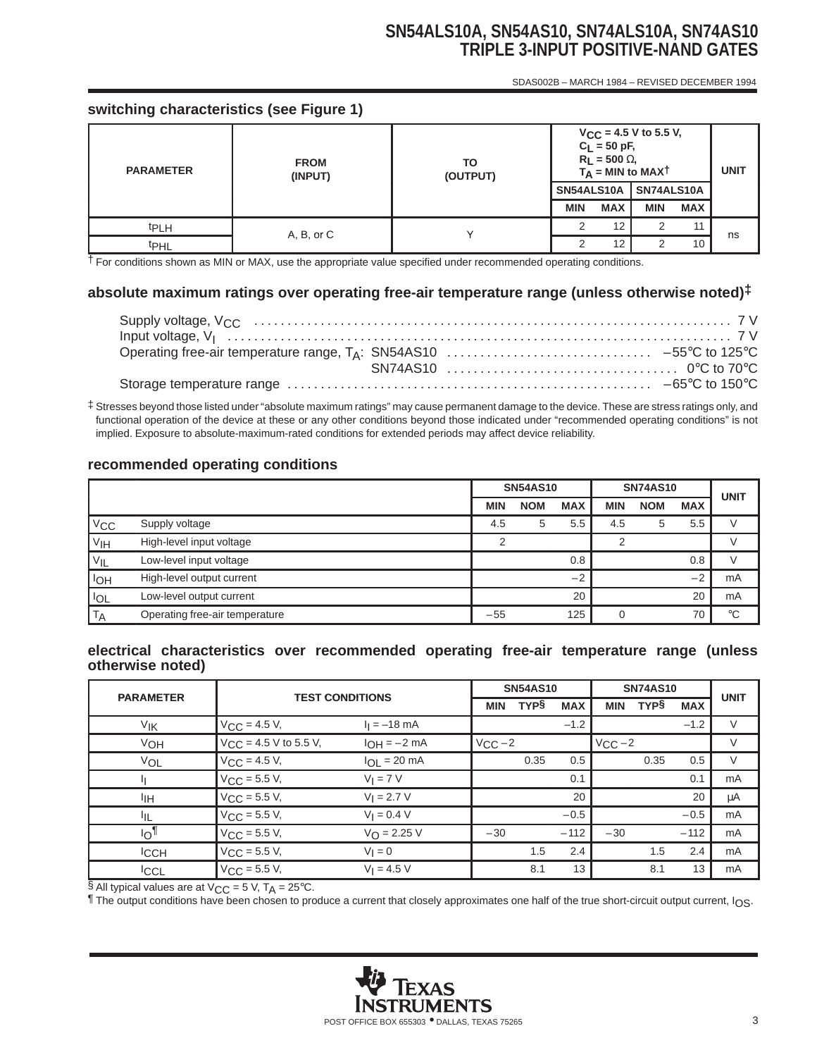## switching characteristics (see Figure 1)

| PARAMETER | FROM (INPUT) | TO (OUTPUT) | $V_{CC}$ = 4.5 V to 5.5 V, $C_L$ = 50 pF, $R_L$ = 500 Ω, $T_A$ = MIN to MAX† | | | | UNIT |
|---|---|---|---|---|---|---|---|
| | | | SN54ALS10A | | SN74ALS10A | | |
| | | | MIN | MAX | MIN | MAX | |
| $t_{PLH}$ | A, B, or C | Y | 2 | 12 | 2 | 11 | ns |
| $t_{PHL}$ | | | 2 | 12 | 2 | 10 | |

† For conditions shown as MIN or MAX, use the appropriate value specified under recommended operating conditions.

## absolute maximum ratings over operating free-air temperature range (unless otherwise noted)‡

Supply voltage, $V_{CC}$ ........ 7 V
Input voltage, $V_I$ ........ 7 V
Operating free-air temperature range, $T_A$: SN54AS10 ........ –55°C to 125°C
SN74AS10 ........ 0°C to 70°C
Storage temperature range ........ –65°C to 150°C

‡ Stresses beyond those listed under “absolute maximum ratings” may cause permanent damage to the device. These are stress ratings only, and functional operation of the device at these or any other conditions beyond those indicated under “recommended operating conditions” is not implied. Exposure to absolute-maximum-rated conditions for extended periods may affect device reliability.

## recommended operating conditions

| | | SN54AS10 | | | SN74AS10 | | | UNIT |
|---|---|---|---|---|---|---|---|---|
| | | MIN | NOM | MAX | MIN | NOM | MAX | |
| $V_{CC}$ | Supply voltage | 4.5 | 5 | 5.5 | 4.5 | 5 | 5.5 | V |
| $V_{IH}$ | High-level input voltage | 2 | | | 2 | | | V |
| $V_{IL}$ | Low-level input voltage | | | 0.8 | | | 0.8 | V |
| $I_{OH}$ | High-level output current | | | –2 | | | –2 | mA |
| $I_{OL}$ | Low-level output current | | | 20 | | | 20 | mA |
| $T_A$ | Operating free-air temperature | –55 | | 125 | 0 | | 70 | °C |

## electrical characteristics over recommended operating free-air temperature range (unless otherwise noted)

| PARAMETER | TEST CONDITIONS | | SN54AS10 | | | SN74AS10 | | | UNIT |
|---|---|---|---|---|---|---|---|---|---|
| | | | MIN | TYP§ | MAX | MIN | TYP§ | MAX | |
| $V_{IK}$ | $V_{CC}$ = 4.5 V, | $I_I$ = –18 mA | | | –1.2 | | | –1.2 | V |
| $V_{OH}$ | $V_{CC}$ = 4.5 V to 5.5 V, | $I_{OH}$ = –2 mA | $V_{CC}$ –2 | | | $V_{CC}$ –2 | | | V |
| $V_{OL}$ | $V_{CC}$ = 4.5 V, | $I_{OL}$ = 20 mA | | 0.35 | 0.5 | | 0.35 | 0.5 | V |
| $I_I$ | $V_{CC}$ = 5.5 V, | $V_I$ = 7 V | | | 0.1 | | | 0.1 | mA |
| $I_{IH}$ | $V_{CC}$ = 5.5 V, | $V_I$ = 2.7 V | | | 20 | | | 20 | µA |
| $I_{IL}$ | $V_{CC}$ = 5.5 V, | $V_I$ = 0.4 V | | | –0.5 | | | –0.5 | mA |
| $I_O$¶ | $V_{CC}$ = 5.5 V, | $V_O$ = 2.25 V | –30 | | –112 | –30 | | –112 | mA |
| $I_{CCH}$ | $V_{CC}$ = 5.5 V, | $V_I$ = 0 | | 1.5 | 2.4 | | 1.5 | 2.4 | mA |
| $I_{CCL}$ | $V_{CC}$ = 5.5 V, | $V_I$ = 4.5 V | | 8.1 | 13 | | 8.1 | 13 | mA |

§ All typical values are at $V_{CC}$ = 5 V, $T_A$ = 25°C.
¶ The output conditions have been chosen to produce a current that closely approximates one half of the true short-circuit output current, $I_{OS}$.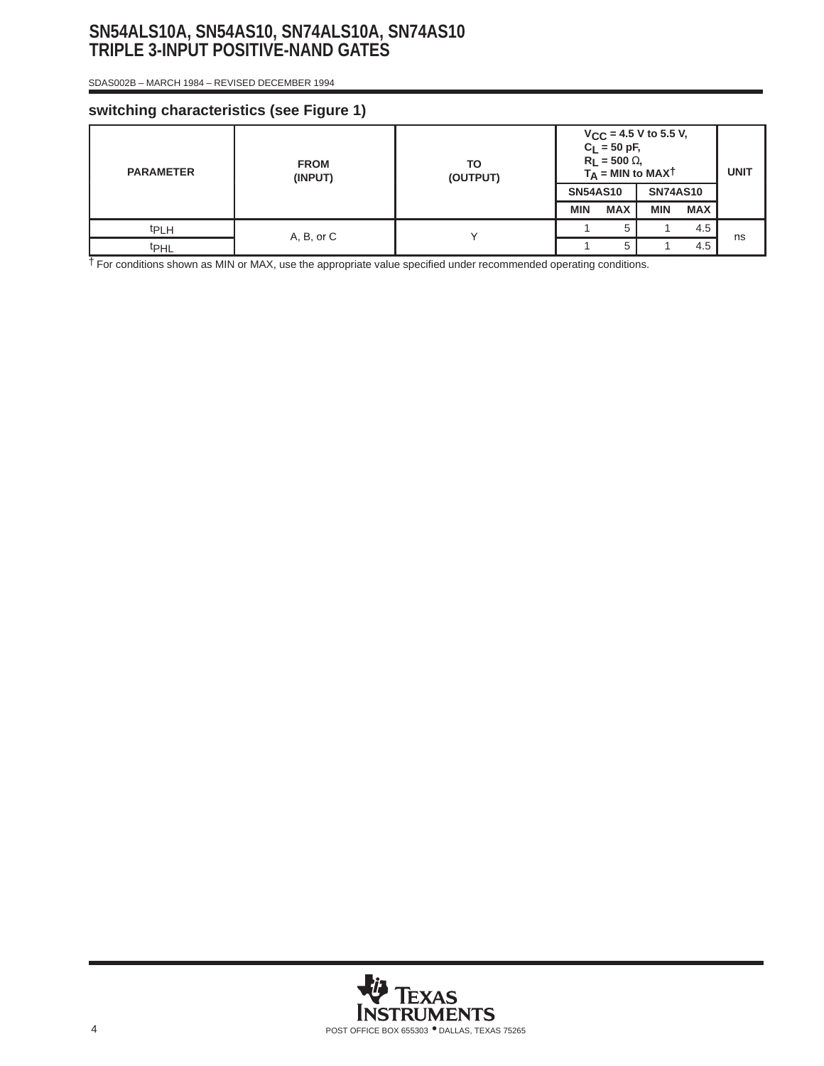## switching characteristics (see Figure 1)

| PARAMETER | FROM (INPUT) | TO (OUTPUT) | $V_{CC}$ = 4.5 V to 5.5 V, $C_L$ = 50 pF, $R_L$ = 500 Ω, $T_A$ = MIN to MAX† | | | | UNIT |
|---|---|---|---|---|---|---|---|
| | | | SN54AS10 | | SN74AS10 | | |
| | | | MIN | MAX | MIN | MAX | |
| $t_{PLH}$ | A, B, or C | Y | 1 | 5 | 1 | 4.5 | ns |
| $t_{PHL}$ | | | 1 | 5 | 1 | 4.5 | |

† For conditions shown as MIN or MAX, use the appropriate value specified under recommended operating conditions.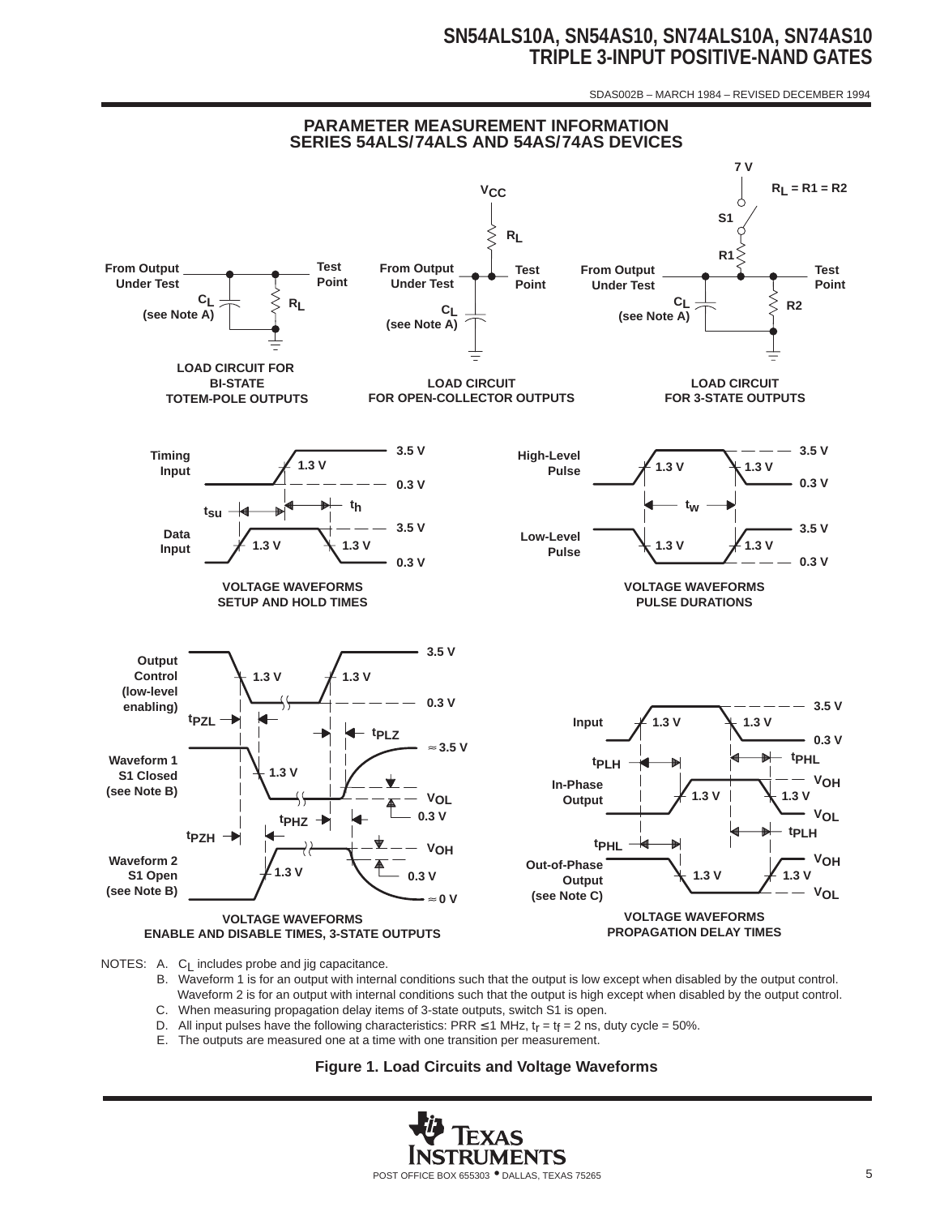## PARAMETER MEASUREMENT INFORMATION
## SERIES 54ALS/74ALS AND 54AS/74AS DEVICES

From Output Under Test
Test Point
$C_L$ (see Note A)
$R_L$
LOAD CIRCUIT FOR BI-STATE TOTEM-POLE OUTPUTS

$V_{CC}$
$R_L$
From Output Under Test
Test Point
$C_L$ (see Note A)
LOAD CIRCUIT FOR OPEN-COLLECTOR OUTPUTS

7 V
$R_L$ = R1 = R2
S1
R1
From Output Under Test
Test Point
$C_L$ (see Note A)
R2
LOAD CIRCUIT FOR 3-STATE OUTPUTS

Timing Input
1.3 V
3.5 V
0.3 V
$t_{su}$
$t_h$
Data Input
1.3 V
1.3 V
3.5 V
0.3 V
VOLTAGE WAVEFORMS SETUP AND HOLD TIMES

High-Level Pulse
1.3 V
1.3 V
3.5 V
0.3 V
$t_w$
Low-Level Pulse
1.3 V
1.3 V
3.5 V
0.3 V
VOLTAGE WAVEFORMS PULSE DURATIONS

Output Control (low-level enabling)
1.3 V
1.3 V
3.5 V
0.3 V
$t_{PZL}$
$t_{PLZ}$
Waveform 1 S1 Closed (see Note B)
1.3 V
≈ 3.5 V
$V_{OL}$
0.3 V
$t_{PHZ}$
$t_{PZH}$
Waveform 2 S1 Open (see Note B)
1.3 V
$V_{OH}$
0.3 V
≈ 0 V
VOLTAGE WAVEFORMS ENABLE AND DISABLE TIMES, 3-STATE OUTPUTS

Input
1.3 V
1.3 V
3.5 V
0.3 V
$t_{PLH}$
$t_{PHL}$
In-Phase Output
1.3 V
1.3 V
$V_{OH}$
$V_{OL}$
$t_{PHL}$
$t_{PLH}$
Out-of-Phase Output (see Note C)
1.3 V
1.3 V
$V_{OH}$
$V_{OL}$
VOLTAGE WAVEFORMS PROPAGATION DELAY TIMES

NOTES:
A. $C_L$ includes probe and jig capacitance.
B. Waveform 1 is for an output with internal conditions such that the output is low except when disabled by the output control. Waveform 2 is for an output with internal conditions such that the output is high except when disabled by the output control.
C. When measuring propagation delay items of 3-state outputs, switch S1 is open.
D. All input pulses have the following characteristics: PRR ≤ 1 MHz, $t_r = t_f$ = 2 ns, duty cycle = 50%.
E. The outputs are measured one at a time with one transition per measurement.

**Figure 1. Load Circuits and Voltage Waveforms**